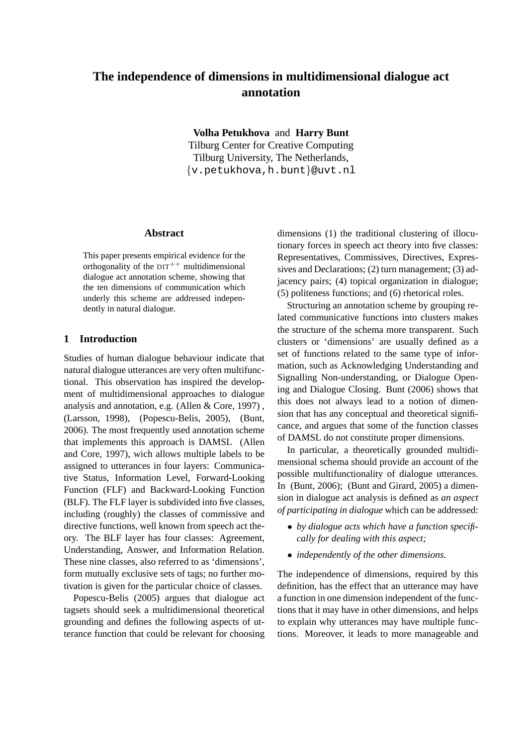# The independence of dimensions in multidimensional dialogue act annotation

**Volha Petukhova** and **Harry Bunt**
Tilburg Center for Creative Computing
Tilburg University, The Netherlands,
{v.petukhova,h.bunt}@uvt.nl

## Abstract

This paper presents empirical evidence for the orthogonality of the DIT$^{++}$ multidimensional dialogue act annotation scheme, showing that the ten dimensions of communication which underly this scheme are addressed independently in natural dialogue.

## 1 Introduction

Studies of human dialogue behaviour indicate that natural dialogue utterances are very often multifunctional. This observation has inspired the development of multidimensional approaches to dialogue analysis and annotation, e.g. (Allen & Core, 1997) , (Larsson, 1998), (Popescu-Belis, 2005), (Bunt, 2006). The most frequently used annotation scheme that implements this approach is DAMSL (Allen and Core, 1997), wich allows multiple labels to be assigned to utterances in four layers: Communicative Status, Information Level, Forward-Looking Function (FLF) and Backward-Looking Function (BLF). The FLF layer is subdivided into five classes, including (roughly) the classes of commissive and directive functions, well known from speech act theory. The BLF layer has four classes: Agreement, Understanding, Answer, and Information Relation. These nine classes, also referred to as 'dimensions', form mutually exclusive sets of tags; no further motivation is given for the particular choice of classes.

Popescu-Belis (2005) argues that dialogue act tagsets should seek a multidimensional theoretical grounding and defines the following aspects of utterance function that could be relevant for choosing dimensions (1) the traditional clustering of illocutionary forces in speech act theory into five classes: Representatives, Commissives, Directives, Expressives and Declarations; (2) turn management; (3) adjacency pairs; (4) topical organization in dialogue; (5) politeness functions; and (6) rhetorical roles.

Structuring an annotation scheme by grouping related communicative functions into clusters makes the structure of the schema more transparent. Such clusters or 'dimensions' are usually defined as a set of functions related to the same type of information, such as Acknowledging Understanding and Signalling Non-understanding, or Dialogue Opening and Dialogue Closing. Bunt (2006) shows that this does not always lead to a notion of dimension that has any conceptual and theoretical significance, and argues that some of the function classes of DAMSL do not constitute proper dimensions.

In particular, a theoretically grounded multidimensional schema should provide an account of the possible multifunctionality of dialogue utterances. In (Bunt, 2006); (Bunt and Girard, 2005) a dimension in dialogue act analysis is defined as *an aspect of participating in dialogue* which can be addressed:

- *by dialogue acts which have a function specifically for dealing with this aspect;*
- *independently of the other dimensions.*

The independence of dimensions, required by this definition, has the effect that an utterance may have a function in one dimension independent of the functions that it may have in other dimensions, and helps to explain why utterances may have multiple functions. Moreover, it leads to more manageable and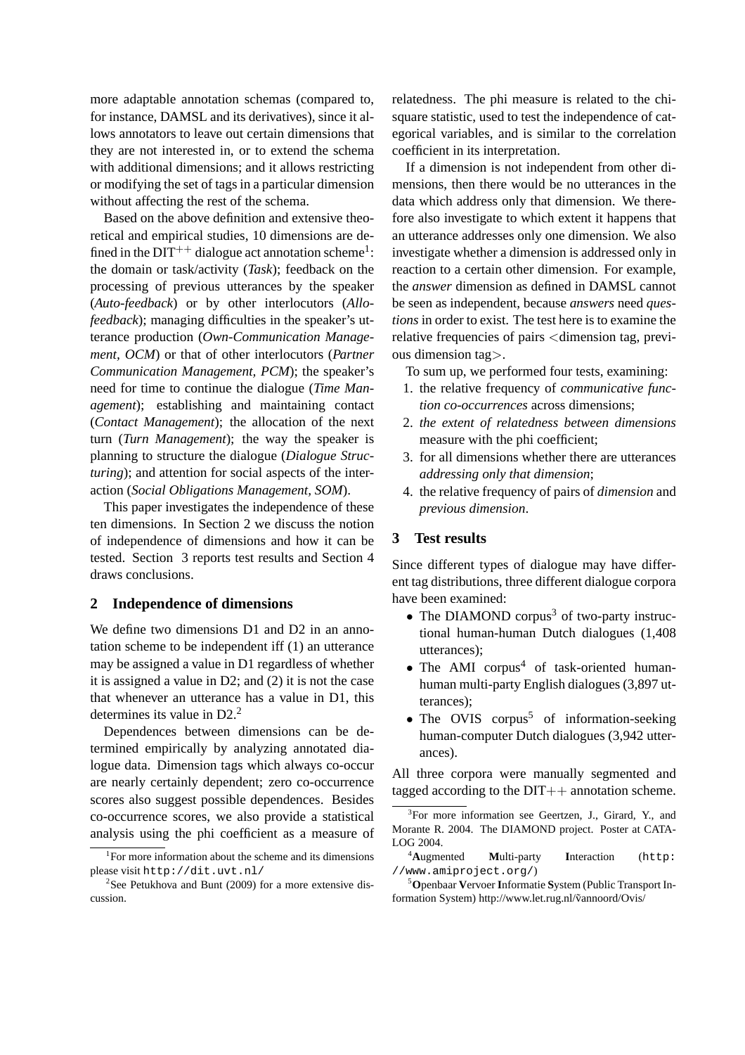more adaptable annotation schemas (compared to, for instance, DAMSL and its derivatives), since it allows annotators to leave out certain dimensions that they are not interested in, or to extend the schema with additional dimensions; and it allows restricting or modifying the set of tags in a particular dimension without affecting the rest of the schema.

Based on the above definition and extensive theoretical and empirical studies, 10 dimensions are defined in the DIT$^{++}$ dialogue act annotation scheme[1]: the domain or task/activity (*Task*); feedback on the processing of previous utterances by the speaker (*Auto-feedback*) or by other interlocutors (*Allo-feedback*); managing difficulties in the speaker's utterance production (*Own-Communication Management, OCM*) or that of other interlocutors (*Partner Communication Management, PCM*); the speaker's need for time to continue the dialogue (*Time Management*); establishing and maintaining contact (*Contact Management*); the allocation of the next turn (*Turn Management*); the way the speaker is planning to structure the dialogue (*Dialogue Structuring*); and attention for social aspects of the interaction (*Social Obligations Management, SOM*).

This paper investigates the independence of these ten dimensions. In Section 2 we discuss the notion of independence of dimensions and how it can be tested. Section 3 reports test results and Section 4 draws conclusions.

## 2 Independence of dimensions

We define two dimensions D1 and D2 in an annotation scheme to be independent iff (1) an utterance may be assigned a value in D1 regardless of whether it is assigned a value in D2; and (2) it is not the case that whenever an utterance has a value in D1, this determines its value in D2.[2]

Dependences between dimensions can be determined empirically by analyzing annotated dialogue data. Dimension tags which always co-occur are nearly certainly dependent; zero co-occurrence scores also suggest possible dependences. Besides co-occurrence scores, we also provide a statistical analysis using the phi coefficient as a measure of relatedness. The phi measure is related to the chi-square statistic, used to test the independence of categorical variables, and is similar to the correlation coefficient in its interpretation.

If a dimension is not independent from other dimensions, then there would be no utterances in the data which address only that dimension. We therefore also investigate to which extent it happens that an utterance addresses only one dimension. We also investigate whether a dimension is addressed only in reaction to a certain other dimension. For example, the *answer* dimension as defined in DAMSL cannot be seen as independent, because *answers* need *questions* in order to exist. The test here is to examine the relative frequencies of pairs <dimension tag, previous dimension tag>.

To sum up, we performed four tests, examining:

1. the relative frequency of *communicative function co-occurrences* across dimensions;
2. *the extent of relatedness between dimensions* measure with the phi coefficient;
3. for all dimensions whether there are utterances *addressing only that dimension*;
4. the relative frequency of pairs of *dimension* and *previous dimension*.

## 3 Test results

Since different types of dialogue may have different tag distributions, three different dialogue corpora have been examined:

- The DIAMOND corpus[3] of two-party instructional human-human Dutch dialogues (1,408 utterances);
- The AMI corpus[4] of task-oriented human-human multi-party English dialogues (3,897 utterances);
- The OVIS corpus[5] of information-seeking human-computer Dutch dialogues (3,942 utterances).

All three corpora were manually segmented and tagged according to the DIT++ annotation scheme.

[1] For more information about the scheme and its dimensions please visit `http://dit.uvt.nl/`

[2] See Petukhova and Bunt (2009) for a more extensive discussion.

[3] For more information see Geertzen, J., Girard, Y., and Morante R. 2004. The DIAMOND project. Poster at CATALOG 2004.

[4] **A**ugmented **M**ulti-party **I**nteraction (`http://www.amiproject.org/`)

[5] **O**penbaar **V**ervoer **I**nformatie **S**ystem (Public Transport Information System) http://www.let.rug.nl/vannoord/Ovis/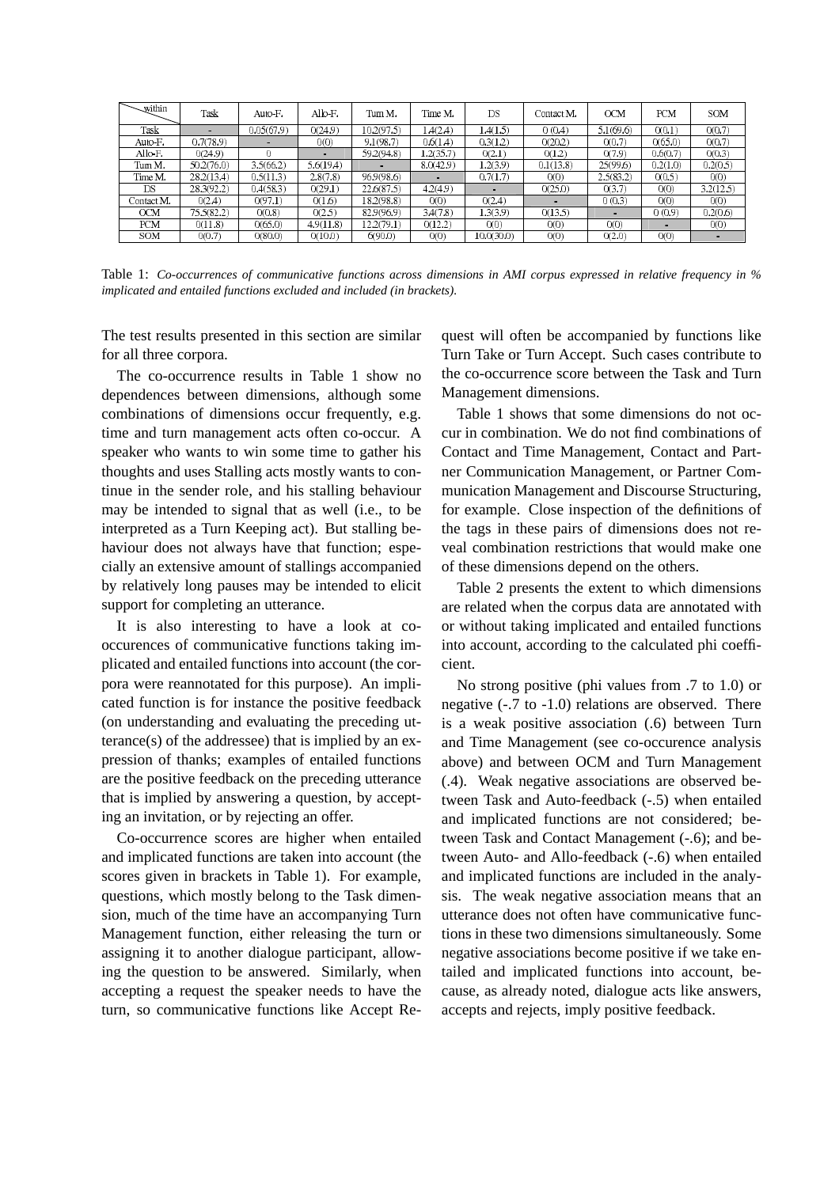| within | Task | Auto-F. | Allo-F. | Turn M. | Time M. | DS | Contact M. | OCM | PCM | SOM |
|---|---|---|---|---|---|---|---|---|---|---|
| Task | - | 0.05(67.9) | 0(24.9) | 10.2(97.5) | 1.4(2.4) | 1.4(1.5) | 0 (0.4) | 5.1(69.6) | 0(0.1) | 0(0.7) |
| Auto-F. | 0.7(78.9) | - | 0(0) | 9.1(98.7) | 0.6(1.4) | 0.3(1.2) | 0(20.2) | 0(0.7) | 0(65.0) | 0(0.7) |
| Allo-F. | 0(24.9) | 0 | - | 59.2(94.8) | 1.2(35.7) | 0(2.1) | 0(1.2) | 0(7.9) | 0.6(0.7) | 0(0.3) |
| Turn M. | 50.2(76.0) | 3.5(66.2) | 5.6(19.4) | - | 8.0(42.9) | 1.2(3.9) | 0.1(13.8) | 25(99.6) | 0.2(1.0) | 0.2(0.5) |
| Time M. | 28.2(13.4) | 0.5(11.3) | 2.8(7.8) | 96.9(98.6) | - | 0.7(1.7) | 0(0) | 2.5(83.2) | 0(0.5) | 0(0) |
| DS | 28.3(92.2) | 0.4(58.3) | 0(29.1) | 22.6(87.5) | 4.2(4.9) | - | 0(25.0) | 0(3.7) | 0(0) | 3.2(12.5) |
| Contact M. | 0(2.4) | 0(97.1) | 0(1.6) | 18.2(98.8) | 0(0) | 0(2.4) | - | 0 (0.3) | 0(0) | 0(0) |
| OCM | 75.5(82.2) | 0(0.8) | 0(2.5) | 82.9(96.9) | 3.4(7.8) | 1.3(3.9) | 0(13.5) | - | 0 (0.9) | 0.2(0.6) |
| PCM | 0(11.8) | 0(65.0) | 4.9(11.8) | 12.2(79.1) | 0(12.2) | 0(0) | 0(0) | 0(0) | - | 0(0) |
| SOM | 0(0.7) | 0(80.0) | 0(10.0) | 6(90.0) | 0(0) | 10.0(30.0) | 0(0) | 0(2.0) | 0(0) | - |

Table 1: *Co-occurrences of communicative functions across dimensions in AMI corpus expressed in relative frequency in % implicated and entailed functions excluded and included (in brackets).*

The test results presented in this section are similar for all three corpora.

The co-occurrence results in Table 1 show no dependences between dimensions, although some combinations of dimensions occur frequently, e.g. time and turn management acts often co-occur. A speaker who wants to win some time to gather his thoughts and uses Stalling acts mostly wants to continue in the sender role, and his stalling behaviour may be intended to signal that as well (i.e., to be interpreted as a Turn Keeping act). But stalling behaviour does not always have that function; especially an extensive amount of stallings accompanied by relatively long pauses may be intended to elicit support for completing an utterance.

It is also interesting to have a look at co-occurences of communicative functions taking implicated and entailed functions into account (the corpora were reannotated for this purpose). An implicated function is for instance the positive feedback (on understanding and evaluating the preceding utterance(s) of the addressee) that is implied by an expression of thanks; examples of entailed functions are the positive feedback on the preceding utterance that is implied by answering a question, by accepting an invitation, or by rejecting an offer.

Co-occurrence scores are higher when entailed and implicated functions are taken into account (the scores given in brackets in Table 1). For example, questions, which mostly belong to the Task dimension, much of the time have an accompanying Turn Management function, either releasing the turn or assigning it to another dialogue participant, allowing the question to be answered. Similarly, when accepting a request the speaker needs to have the turn, so communicative functions like Accept Request will often be accompanied by functions like Turn Take or Turn Accept. Such cases contribute to the co-occurrence score between the Task and Turn Management dimensions.

Table 1 shows that some dimensions do not occur in combination. We do not find combinations of Contact and Time Management, Contact and Partner Communication Management, or Partner Communication Management and Discourse Structuring, for example. Close inspection of the definitions of the tags in these pairs of dimensions does not reveal combination restrictions that would make one of these dimensions depend on the others.

Table 2 presents the extent to which dimensions are related when the corpus data are annotated with or without taking implicated and entailed functions into account, according to the calculated phi coefficient.

No strong positive (phi values from .7 to 1.0) or negative (-.7 to -1.0) relations are observed. There is a weak positive association (.6) between Turn and Time Management (see co-occurence analysis above) and between OCM and Turn Management (.4). Weak negative associations are observed between Task and Auto-feedback (-.5) when entailed and implicated functions are not considered; between Task and Contact Management (-.6); and between Auto- and Allo-feedback (-.6) when entailed and implicated functions are included in the analysis. The weak negative association means that an utterance does not often have communicative functions in these two dimensions simultaneously. Some negative associations become positive if we take entailed and implicated functions into account, because, as already noted, dialogue acts like answers, accepts and rejects, imply positive feedback.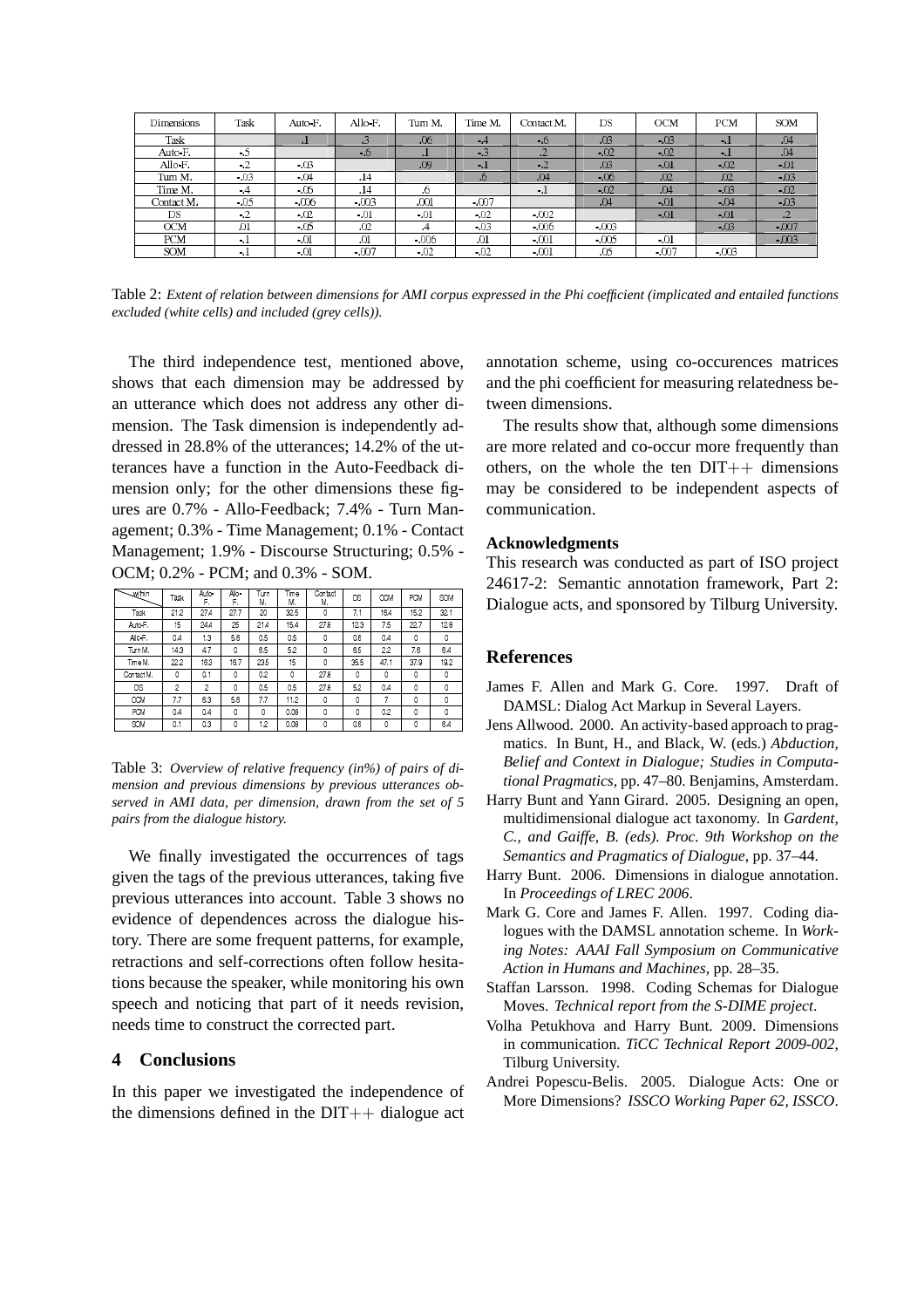| Dimensions | Task | Auto-F. | Allo-F. | Turn M. | Time M. | Contact M. | DS | OCM | PCM | SOM |
|---|---|---|---|---|---|---|---|---|---|---|
| Task | | .1 | .3 | .06 | -.4 | -.6 | .03 | -.03 | -.1 | .04 |
| Auto-F. | -.5 | | -.6 | .1 | -.3 | .2 | -.02 | -.02 | -.1 | .04 |
| Allo-F. | -.2 | -.03 | | .09 | -.1 | -.2 | .03 | -.01 | -.02 | -.01 |
| Turn M. | -.03 | -.04 | .14 | | .6 | .04 | -.06 | .02 | .02 | -.03 |
| Time M. | -.4 | -.06 | .14 | .6 | | -.1 | -.02 | .04 | -.03 | -.02 |
| Contact M. | -.05 | -.006 | -.003 | .001 | -.007 | | .04 | -.01 | -.04 | -.03 |
| DS | -.2 | -.02 | -.01 | -.01 | -.02 | -.002 | | -.01 | -.01 | .2 |
| OCM | .01 | -.05 | .02 | .4 | -.03 | -.006 | -.003 | | -.03 | -.007 |
| PCM | -.1 | -.01 | .01 | -.006 | .01 | -.001 | -.005 | -.01 | | -.003 |
| SOM | -.1 | -.01 | -.007 | -.02 | -.02 | -.001 | .05 | -.007 | -.003 | |

Table 2: *Extent of relation between dimensions for AMI corpus expressed in the Phi coefficient (implicated and entailed functions excluded (white cells) and included (grey cells)).*

The third independence test, mentioned above, shows that each dimension may be addressed by an utterance which does not address any other dimension. The Task dimension is independently addressed in 28.8% of the utterances; 14.2% of the utterances have a function in the Auto-Feedback dimension only; for the other dimensions these figures are 0.7% - Allo-Feedback; 7.4% - Turn Management; 0.3% - Time Management; 0.1% - Contact Management; 1.9% - Discourse Structuring; 0.5% - OCM; 0.2% - PCM; and 0.3% - SOM.

| within | Task | Auto-F. | Allo-F. | Turn M. | Time M. | Contact M. | DS | OCM | PCM | SOM |
|---|---|---|---|---|---|---|---|---|---|---|
| Task | 21.2 | 27.4 | 27.7 | 20 | 32.5 | 0 | 7.1 | 18.4 | 15.2 | 32.1 |
| Auto-F. | 15 | 24.4 | 25 | 21.4 | 15.4 | 27.8 | 12.3 | 7.5 | 22.7 | 12.8 |
| Allo-F. | 0.4 | 1.3 | 5.6 | 0.5 | 0.5 | 0 | 0.6 | 0.4 | 0 | 0 |
| Turn M. | 14.3 | 4.7 | 0 | 6.5 | 5.2 | 0 | 6.5 | 2.2 | 7.6 | 6.4 |
| Time M. | 22.2 | 16.3 | 16.7 | 23.5 | 15 | 0 | 35.5 | 47.1 | 37.9 | 19.2 |
| Contact M. | 0 | 0.1 | 0 | 0.2 | 0 | 27.8 | 0 | 0 | 0 | 0 |
| DS | 2 | 2 | 0 | 0.5 | 0.5 | 27.8 | 5.2 | 0.4 | 0 | 0 |
| OCM | 7.7 | 6.3 | 5.6 | 7.7 | 11.2 | 0 | 0 | 7 | 0 | 0 |
| PCM | 0.4 | 0.4 | 0 | 0 | 0.08 | 0 | 0 | 0.2 | 0 | 0 |
| SOM | 0.1 | 0.3 | 0 | 1.2 | 0.08 | 0 | 0.6 | 0 | 0 | 6.4 |

Table 3: *Overview of relative frequency (in%) of pairs of dimension and previous dimensions by previous utterances observed in AMI data, per dimension, drawn from the set of 5 pairs from the dialogue history.*

We finally investigated the occurrences of tags given the tags of the previous utterances, taking five previous utterances into account. Table 3 shows no evidence of dependences across the dialogue history. There are some frequent patterns, for example, retractions and self-corrections often follow hesitations because the speaker, while monitoring his own speech and noticing that part of it needs revision, needs time to construct the corrected part.

## 4 Conclusions

In this paper we investigated the independence of the dimensions defined in the DIT++ dialogue act annotation scheme, using co-occurences matrices and the phi coefficient for measuring relatedness between dimensions.

The results show that, although some dimensions are more related and co-occur more frequently than others, on the whole the ten DIT++ dimensions may be considered to be independent aspects of communication.

### Acknowledgments

This research was conducted as part of ISO project 24617-2: Semantic annotation framework, Part 2: Dialogue acts, and sponsored by Tilburg University.

## References

James F. Allen and Mark G. Core. 1997. Draft of DAMSL: Dialog Act Markup in Several Layers.

Jens Allwood. 2000. An activity-based approach to pragmatics. In Bunt, H., and Black, W. (eds.) *Abduction, Belief and Context in Dialogue; Studies in Computational Pragmatics*, pp. 47–80. Benjamins, Amsterdam.

Harry Bunt and Yann Girard. 2005. Designing an open, multidimensional dialogue act taxonomy. In *Gardent, C., and Gaiffe, B. (eds). Proc. 9th Workshop on the Semantics and Pragmatics of Dialogue*, pp. 37–44.

Harry Bunt. 2006. Dimensions in dialogue annotation. In *Proceedings of LREC 2006*.

Mark G. Core and James F. Allen. 1997. Coding dialogues with the DAMSL annotation scheme. In *Working Notes: AAAI Fall Symposium on Communicative Action in Humans and Machines*, pp. 28–35.

Staffan Larsson. 1998. Coding Schemas for Dialogue Moves. *Technical report from the S-DIME project*.

Volha Petukhova and Harry Bunt. 2009. Dimensions in communication. *TiCC Technical Report 2009-002*, Tilburg University.

Andrei Popescu-Belis. 2005. Dialogue Acts: One or More Dimensions? *ISSCO Working Paper 62, ISSCO*.